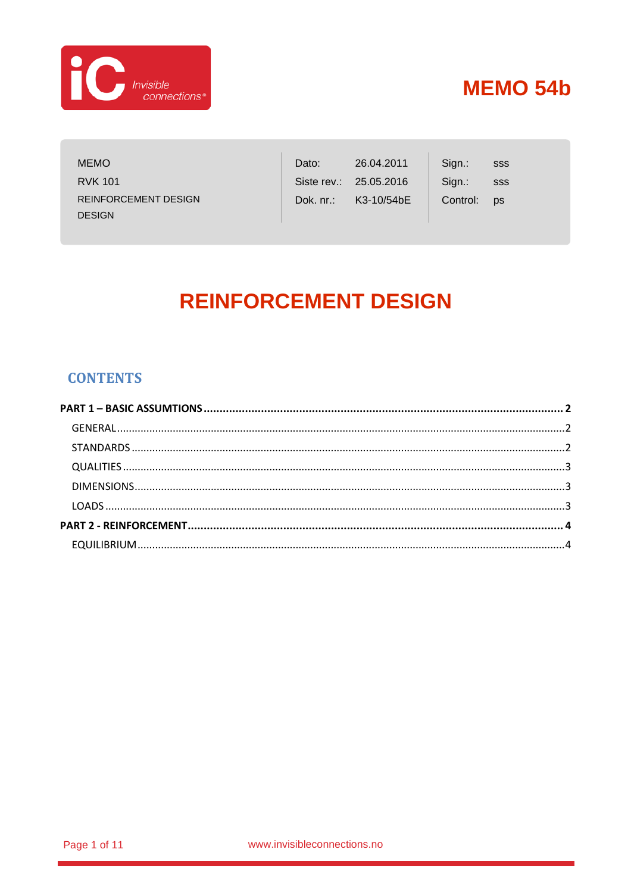# MEMO 54b

| MEMO | Dato: | 26.04.2011 | Sign.: | sss |
|---|---|---|---|---|
| RVK 101 | Siste rev.: | 25.05.2016 | Sign.: | sss |
| REINFORCEMENT DESIGN DESIGN | Dok. nr.: | K3-10/54bE | Control: | ps |

# REINFORCEMENT DESIGN

## CONTENTS

**PART 1 – BASIC ASSUMTIONS** ... **2**
- GENERAL ... 2
- STANDARDS ... 2
- QUALITIES ... 3
- DIMENSIONS ... 3
- LOADS ... 3

**PART 2 - REINFORCEMENT** ... **4**
- EQUILIBRIUM ... 4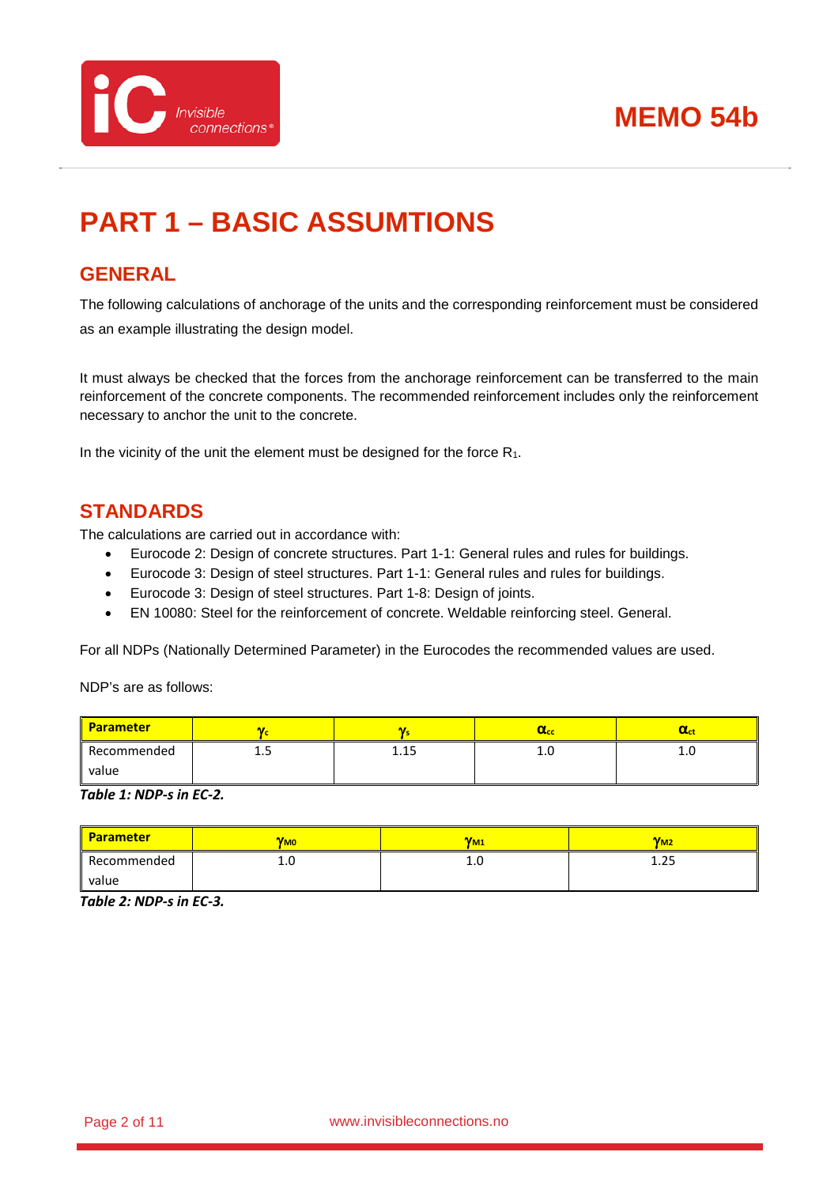# PART 1 – BASIC ASSUMTIONS

## GENERAL

The following calculations of anchorage of the units and the corresponding reinforcement must be considered as an example illustrating the design model.

It must always be checked that the forces from the anchorage reinforcement can be transferred to the main reinforcement of the concrete components. The recommended reinforcement includes only the reinforcement necessary to anchor the unit to the concrete.

In the vicinity of the unit the element must be designed for the force $R_1$.

## STANDARDS

The calculations are carried out in accordance with:

- Eurocode 2: Design of concrete structures. Part 1-1: General rules and rules for buildings.
- Eurocode 3: Design of steel structures. Part 1-1: General rules and rules for buildings.
- Eurocode 3: Design of steel structures. Part 1-8: Design of joints.
- EN 10080: Steel for the reinforcement of concrete. Weldable reinforcing steel. General.

For all NDPs (Nationally Determined Parameter) in the Eurocodes the recommended values are used.

NDP's are as follows:

| Parameter | $\gamma_c$ | $\gamma_s$ | $\alpha_{cc}$ | $\alpha_{ct}$ |
|---|---|---|---|---|
| Recommended value | 1.5 | 1.15 | 1.0 | 1.0 |

***Table 1: NDP-s in EC-2.***

| Parameter | $\gamma_{M0}$ | $\gamma_{M1}$ | $\gamma_{M2}$ |
|---|---|---|---|
| Recommended value | 1.0 | 1.0 | 1.25 |

***Table 2: NDP-s in EC-3.***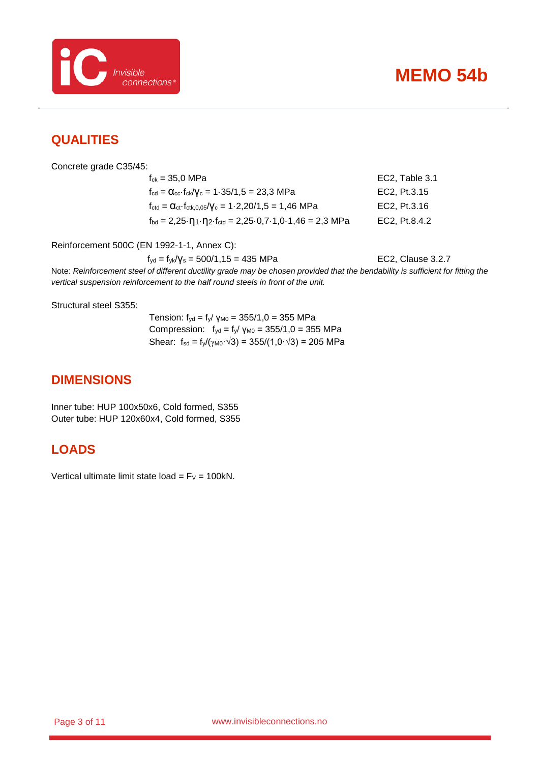## QUALITIES

Concrete grade C35/45:

| | |
|---|---|
| $f_{ck} = 35{,}0$ MPa | EC2, Table 3.1 |
| $f_{cd} = \alpha_{cc} \cdot f_{ck}/\gamma_c = 1 \cdot 35/1{,}5 = 23{,}3$ MPa | EC2, Pt.3.15 |
| $f_{ctd} = \alpha_{ct} \cdot f_{ctk,0,05}/\gamma_c = 1 \cdot 2{,}20/1{,}5 = 1{,}46$ MPa | EC2, Pt.3.16 |
| $f_{bd} = 2{,}25 \cdot \eta_1 \cdot \eta_2 \cdot f_{ctd} = 2{,}25 \cdot 0{,}7 \cdot 1{,}0 \cdot 1{,}46 = 2{,}3$ MPa | EC2, Pt.8.4.2 |

Reinforcement 500C (EN 1992-1-1, Annex C):

| | |
|---|---|
| $f_{yd} = f_{yk}/\gamma_s = 500/1{,}15 = 435$ MPa | EC2, Clause 3.2.7 |

Note: *Reinforcement steel of different ductility grade may be chosen provided that the bendability is sufficient for fitting the vertical suspension reinforcement to the half round steels in front of the unit.*

Structural steel S355:

Tension: $f_{yd} = f_y/\gamma_{M0} = 355/1{,}0 = 355$ MPa
Compression: $f_{yd} = f_y/\gamma_{M0} = 355/1{,}0 = 355$ MPa
Shear: $f_{sd} = f_y/(\gamma_{M0} \cdot \sqrt{3}) = 355/(1{,}0 \cdot \sqrt{3}) = 205$ MPa

## DIMENSIONS

Inner tube: HUP 100x50x6, Cold formed, S355
Outer tube: HUP 120x60x4, Cold formed, S355

## LOADS

Vertical ultimate limit state load = $F_V = 100$kN.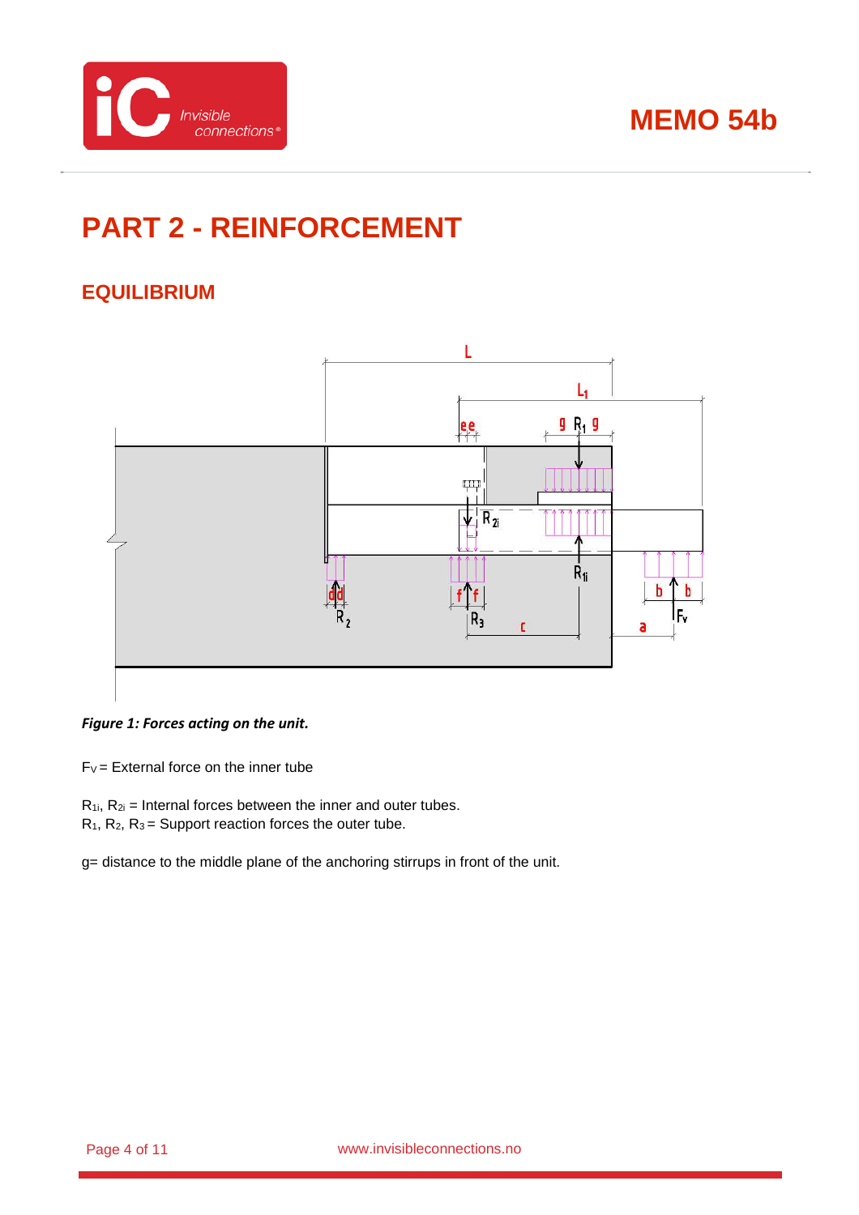# PART 2 - REINFORCEMENT

## EQUILIBRIUM

*Figure 1: Forces acting on the unit.*

$F_V$ = External force on the inner tube

$R_{1i}$, $R_{2i}$ = Internal forces between the inner and outer tubes.
$R_1$, $R_2$, $R_3$ = Support reaction forces the outer tube.

g= distance to the middle plane of the anchoring stirrups in front of the unit.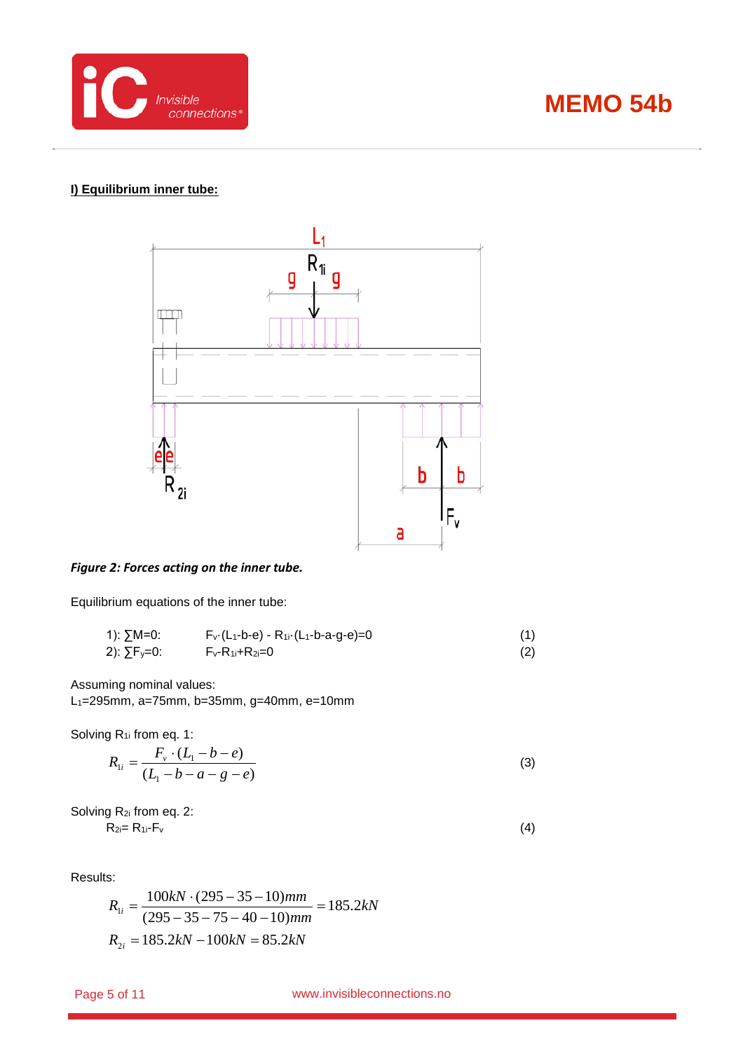## I) Equilibrium inner tube:

*Figure 2: Forces acting on the inner tube.*

Equilibrium equations of the inner tube:

| | | |
|---|---|---|
| 1): $\sum M=0$: | $F_v \cdot (L_1-b-e) - R_{1i} \cdot (L_1-b-a-g-e)=0$ | (1) |
| 2): $\sum F_y=0$: | $F_v-R_{1i}+R_{2i}=0$ | (2) |

Assuming nominal values:
$L_1$=295mm, a=75mm, b=35mm, g=40mm, e=10mm

Solving $R_{1i}$ from eq. 1:

$$R_{1i} = \frac{F_v \cdot (L_1 - b - e)}{(L_1 - b - a - g - e)} \quad (3)$$

Solving $R_{2i}$ from eq. 2:

$$R_{2i} = R_{1i} - F_v \quad (4)$$

Results:

$$R_{1i} = \frac{100kN \cdot (295 - 35 - 10)mm}{(295 - 35 - 75 - 40 - 10)mm} = 185.2kN$$

$$R_{2i} = 185.2kN - 100kN = 85.2kN$$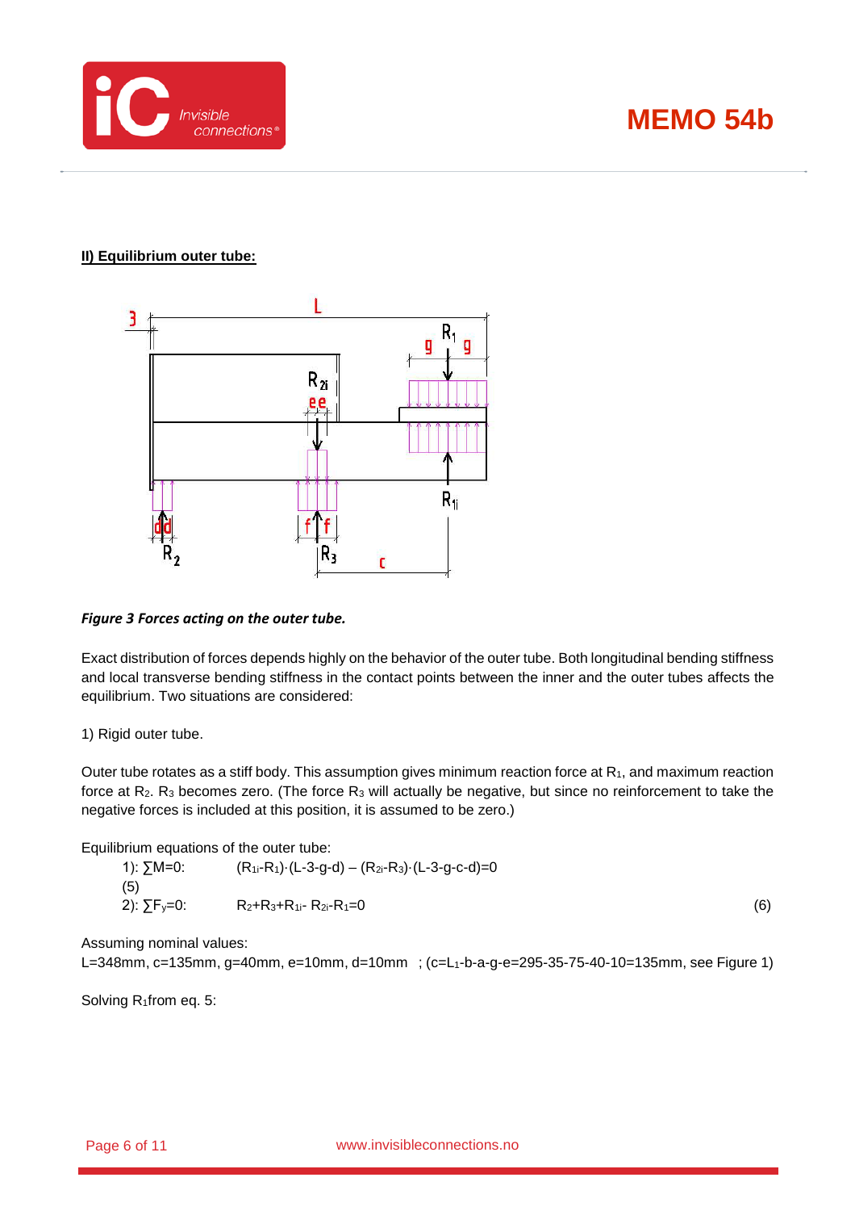**II) Equilibrium outer tube:**

*Figure 3 Forces acting on the outer tube.*

Exact distribution of forces depends highly on the behavior of the outer tube. Both longitudinal bending stiffness and local transverse bending stiffness in the contact points between the inner and the outer tubes affects the equilibrium. Two situations are considered:

1) Rigid outer tube.

Outer tube rotates as a stiff body. This assumption gives minimum reaction force at $R_1$, and maximum reaction force at $R_2$. $R_3$ becomes zero. (The force $R_3$ will actually be negative, but since no reinforcement to take the negative forces is included at this position, it is assumed to be zero.)

Equilibrium equations of the outer tube:

1): $\sum M=0$: $(R_{1i}-R_1)\cdot(L-3-g-d) - (R_{2i}-R_3)\cdot(L-3-g-c-d)=0$ (5)

2): $\sum F_y=0$: $R_2+R_3+R_{1i}-R_{2i}-R_1=0$ (6)

Assuming nominal values:

L=348mm, c=135mm, g=40mm, e=10mm, d=10mm ; ($c=L_1$-b-a-g-e=295-35-75-40-10=135mm, see Figure 1)

Solving $R_1$ from eq. 5: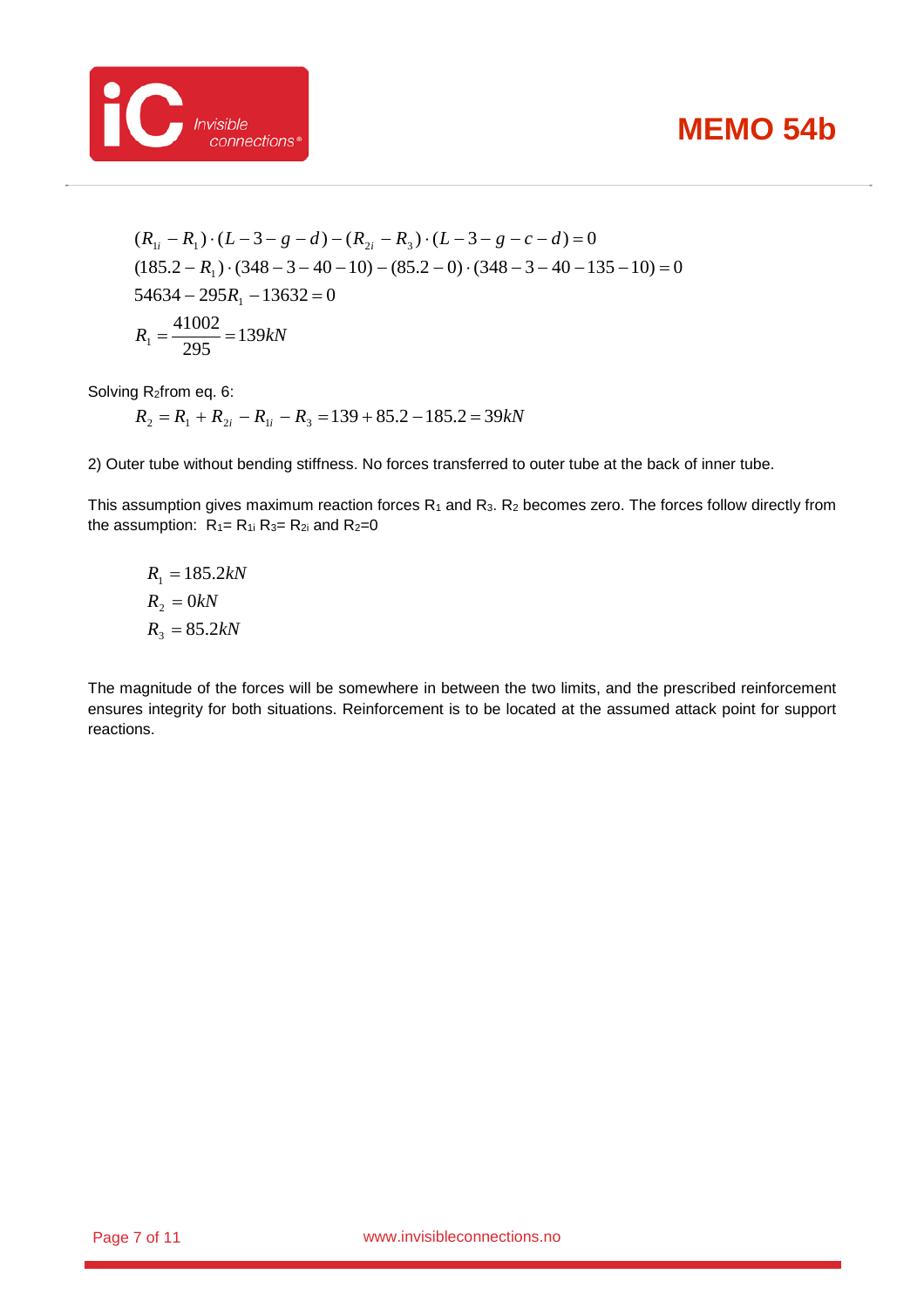$$
\begin{aligned}
&(R_{1i} - R_1)\cdot(L - 3 - g - d) - (R_{2i} - R_3)\cdot(L - 3 - g - c - d) = 0 \\
&(185.2 - R_1)\cdot(348 - 3 - 40 - 10) - (85.2 - 0)\cdot(348 - 3 - 40 - 135 - 10) = 0 \\
&54634 - 295R_1 - 13632 = 0 \\
&R_1 = \frac{41002}{295} = 139kN
\end{aligned}
$$

Solving $R_2$ from eq. 6:

$$
R_2 = R_1 + R_{2i} - R_{1i} - R_3 = 139 + 85.2 - 185.2 = 39kN
$$

2) Outer tube without bending stiffness. No forces transferred to outer tube at the back of inner tube.

This assumption gives maximum reaction forces $R_1$ and $R_3$. $R_2$ becomes zero. The forces follow directly from the assumption: $R_1 = R_{1i}$ $R_3 = R_{2i}$ and $R_2 = 0$

$$
\begin{aligned}
R_1 &= 185.2kN \\
R_2 &= 0kN \\
R_3 &= 85.2kN
\end{aligned}
$$

The magnitude of the forces will be somewhere in between the two limits, and the prescribed reinforcement ensures integrity for both situations. Reinforcement is to be located at the assumed attack point for support reactions.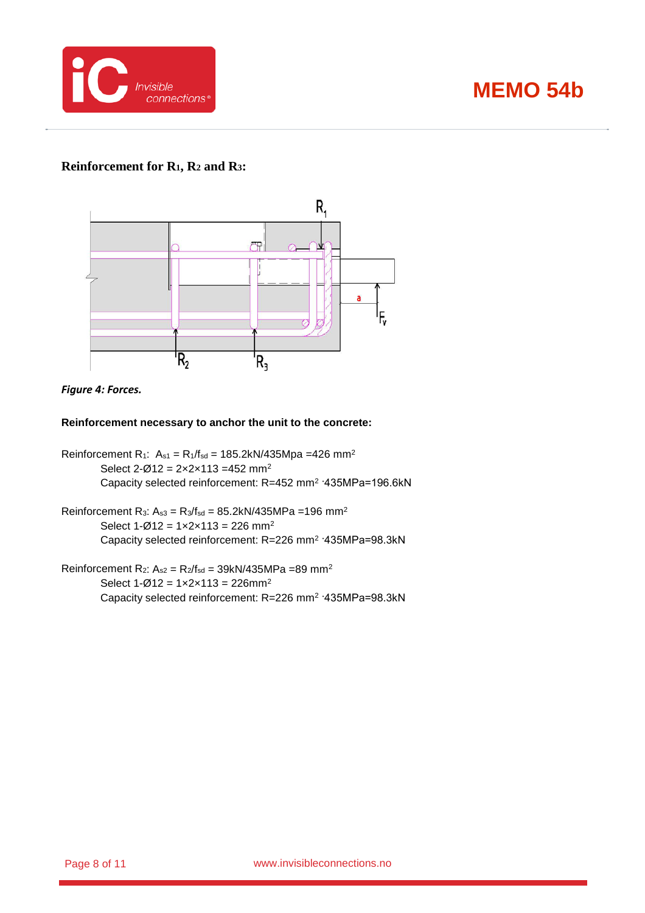### Reinforcement for $R_1$, $R_2$ and $R_3$:

*Figure 4: Forces.*

**Reinforcement necessary to anchor the unit to the concrete:**

Reinforcement $R_1$: $A_{s1} = R_1/f_{sd}$ = 185.2kN/435Mpa =426 mm$^2$

Select 2-Ø12 = 2×2×113 =452 mm$^2$

Capacity selected reinforcement: R=452 mm$^2$ ·435MPa=196.6kN

Reinforcement $R_3$: $A_{s3} = R_3/f_{sd}$ = 85.2kN/435MPa =196 mm$^2$

Select 1-Ø12 = 1×2×113 = 226 mm$^2$

Capacity selected reinforcement: R=226 mm$^2$ ·435MPa=98.3kN

Reinforcement $R_2$: $A_{s2} = R_2/f_{sd}$ = 39kN/435MPa =89 mm$^2$

Select 1-Ø12 = 1×2×113 = 226mm$^2$

Capacity selected reinforcement: R=226 mm$^2$ ·435MPa=98.3kN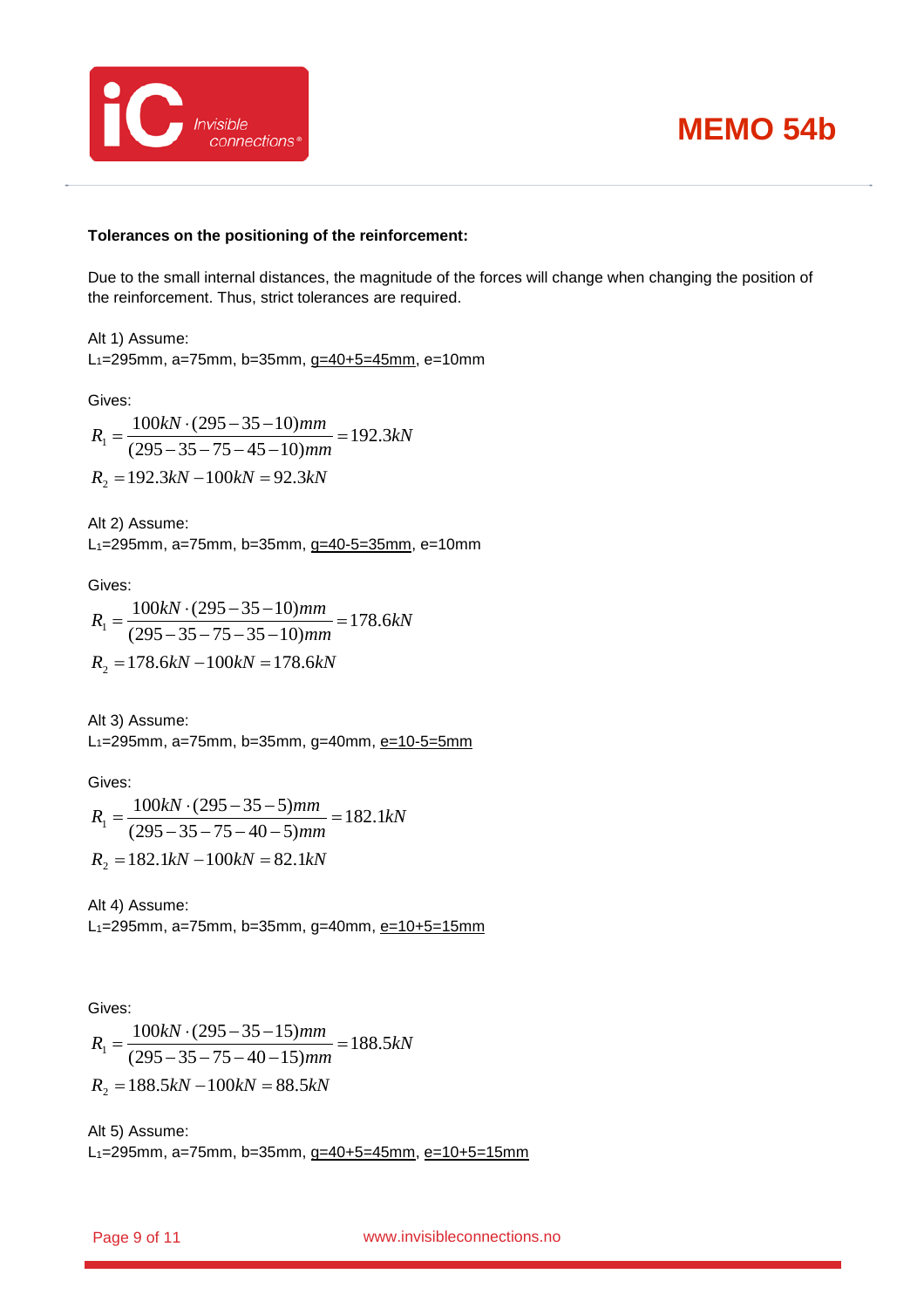**Tolerances on the positioning of the reinforcement:**

Due to the small internal distances, the magnitude of the forces will change when changing the position of the reinforcement. Thus, strict tolerances are required.

Alt 1) Assume:
$L_1$=295mm, a=75mm, b=35mm, <u>g=40+5=45mm</u>, e=10mm

Gives:

$$R_1 = \frac{100kN \cdot (295-35-10)mm}{(295-35-75-45-10)mm} = 192.3kN$$

$$R_2 = 192.3kN - 100kN = 92.3kN$$

Alt 2) Assume:
$L_1$=295mm, a=75mm, b=35mm, <u>g=40-5=35mm</u>, e=10mm

Gives:

$$R_1 = \frac{100kN \cdot (295-35-10)mm}{(295-35-75-35-10)mm} = 178.6kN$$

$$R_2 = 178.6kN - 100kN = 178.6kN$$

Alt 3) Assume:
$L_1$=295mm, a=75mm, b=35mm, g=40mm, <u>e=10-5=5mm</u>

Gives:

$$R_1 = \frac{100kN \cdot (295-35-5)mm}{(295-35-75-40-5)mm} = 182.1kN$$

$$R_2 = 182.1kN - 100kN = 82.1kN$$

Alt 4) Assume:
$L_1$=295mm, a=75mm, b=35mm, g=40mm, <u>e=10+5=15mm</u>

Gives:

$$R_1 = \frac{100kN \cdot (295-35-15)mm}{(295-35-75-40-15)mm} = 188.5kN$$

$$R_2 = 188.5kN - 100kN = 88.5kN$$

Alt 5) Assume:
$L_1$=295mm, a=75mm, b=35mm, <u>g=40+5=45mm</u>, <u>e=10+5=15mm</u>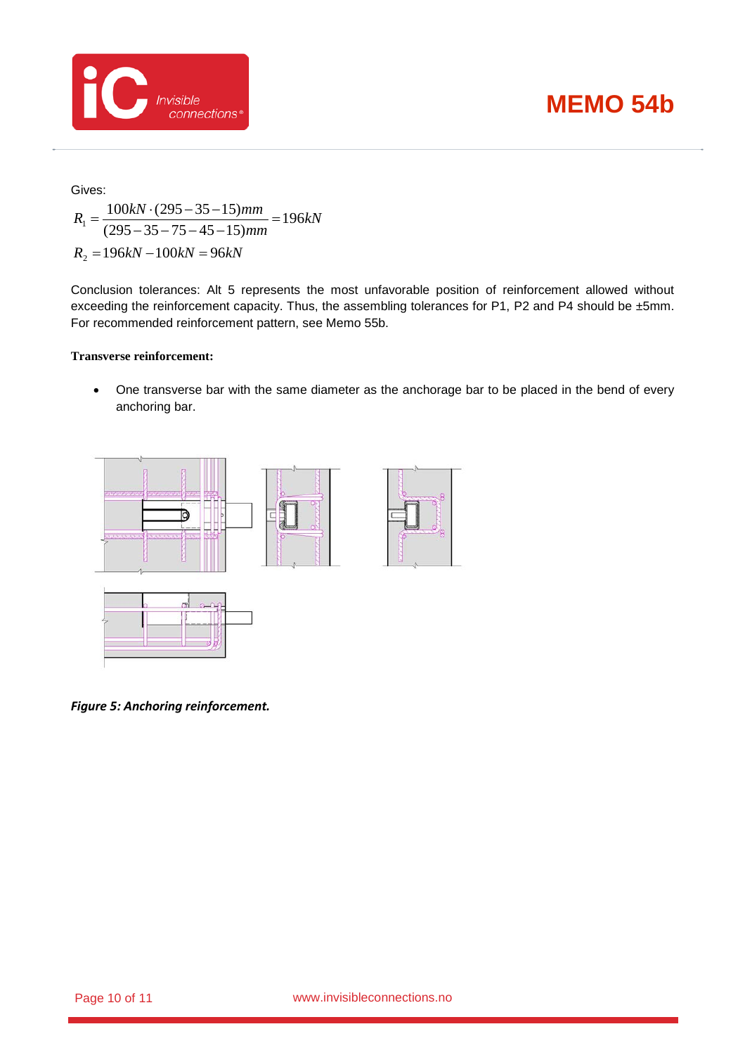Gives:

$$R_1 = \frac{100kN \cdot (295 - 35 - 15)mm}{(295 - 35 - 75 - 45 - 15)mm} = 196kN$$

$$R_2 = 196kN - 100kN = 96kN$$

Conclusion tolerances: Alt 5 represents the most unfavorable position of reinforcement allowed without exceeding the reinforcement capacity. Thus, the assembling tolerances for P1, P2 and P4 should be ±5mm. For recommended reinforcement pattern, see Memo 55b.

**Transverse reinforcement:**

- One transverse bar with the same diameter as the anchorage bar to be placed in the bend of every anchoring bar.

***Figure 5: Anchoring reinforcement.***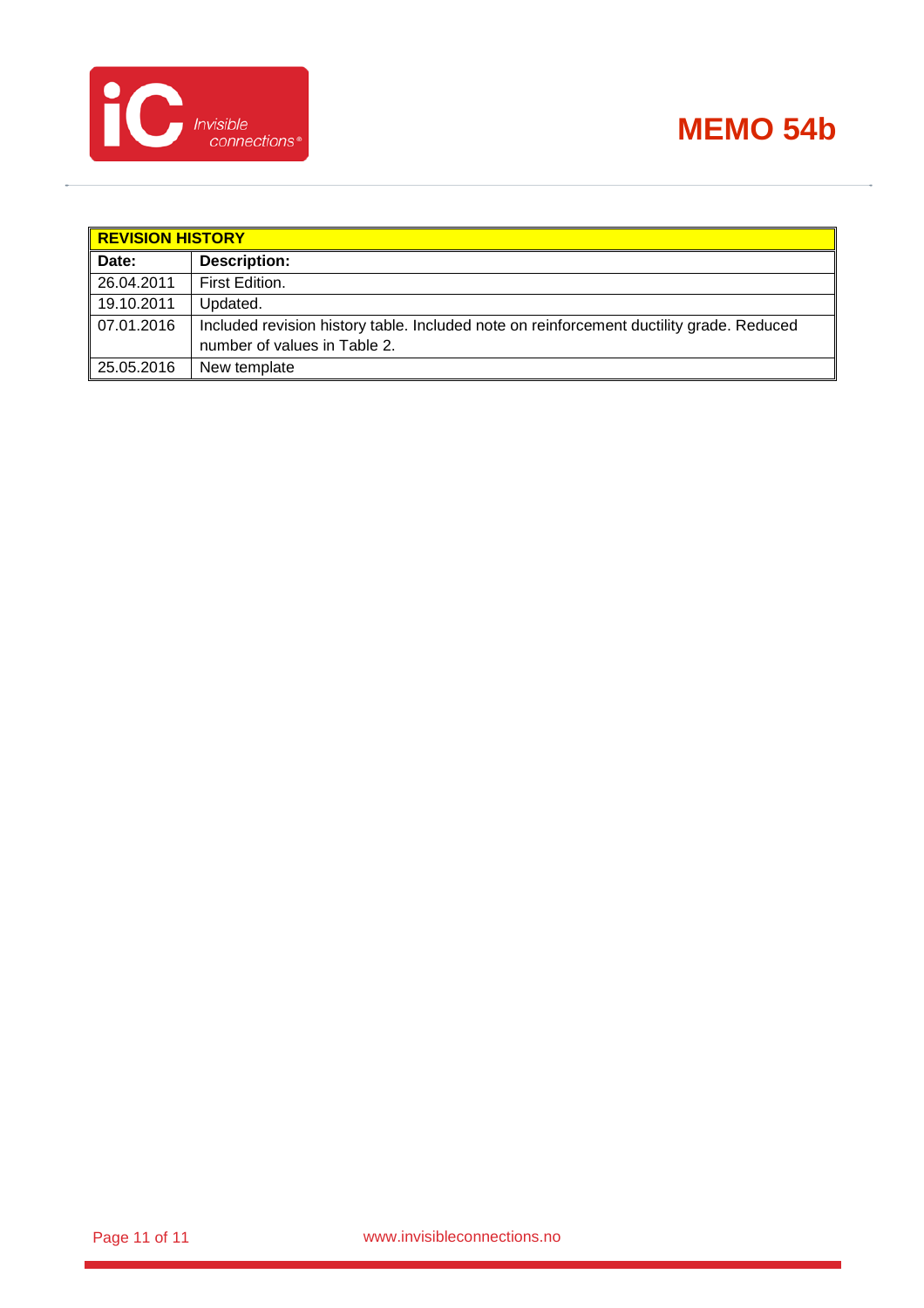| REVISION HISTORY | |
|---|---|
| **Date:** | **Description:** |
| 26.04.2011 | First Edition. |
| 19.10.2011 | Updated. |
| 07.01.2016 | Included revision history table. Included note on reinforcement ductility grade. Reduced number of values in Table 2. |
| 25.05.2016 | New template |